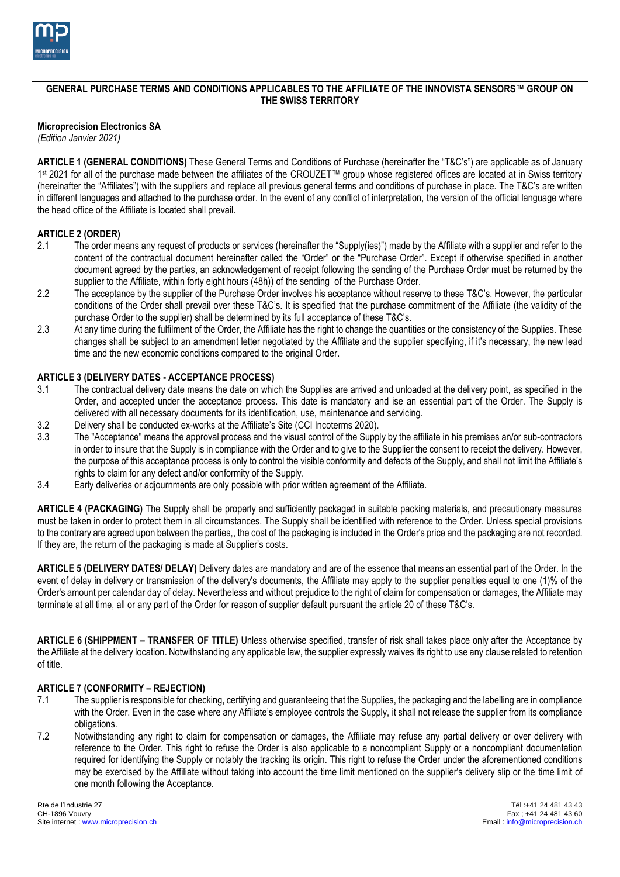# GENERAL PURCHASE TERMS AND CONDITIONS APPLICABLES TO THE AFFILIATE OF THE INNOVISTA SENSORS™ GROUP ON THE SWISS TERRITORY

**Microprecision Electronics SA**
*(Edition Janvier 2021)*

**ARTICLE 1 (GENERAL CONDITIONS)** These General Terms and Conditions of Purchase (hereinafter the "T&C's") are applicable as of January 1st 2021 for all of the purchase made between the affiliates of the CROUZET™ group whose registered offices are located at in Swiss territory (hereinafter the "Affiliates") with the suppliers and replace all previous general terms and conditions of purchase in place. The T&C's are written in different languages and attached to the purchase order. In the event of any conflict of interpretation, the version of the official language where the head office of the Affiliate is located shall prevail.

**ARTICLE 2 (ORDER)**

2.1 The order means any request of products or services (hereinafter the "Supply(ies)") made by the Affiliate with a supplier and refer to the content of the contractual document hereinafter called the "Order" or the "Purchase Order". Except if otherwise specified in another document agreed by the parties, an acknowledgement of receipt following the sending of the Purchase Order must be returned by the supplier to the Affiliate, within forty eight hours (48h)) of the sending of the Purchase Order.

2.2 The acceptance by the supplier of the Purchase Order involves his acceptance without reserve to these T&C's. However, the particular conditions of the Order shall prevail over these T&C's. It is specified that the purchase commitment of the Affiliate (the validity of the purchase Order to the supplier) shall be determined by its full acceptance of these T&C's.

2.3 At any time during the fulfilment of the Order, the Affiliate has the right to change the quantities or the consistency of the Supplies. These changes shall be subject to an amendment letter negotiated by the Affiliate and the supplier specifying, if it's necessary, the new lead time and the new economic conditions compared to the original Order.

**ARTICLE 3 (DELIVERY DATES - ACCEPTANCE PROCESS)**

3.1 The contractual delivery date means the date on which the Supplies are arrived and unloaded at the delivery point, as specified in the Order, and accepted under the acceptance process. This date is mandatory and ise an essential part of the Order. The Supply is delivered with all necessary documents for its identification, use, maintenance and servicing.

3.2 Delivery shall be conducted ex-works at the Affiliate's Site (CCI Incoterms 2020).

3.3 The "Acceptance" means the approval process and the visual control of the Supply by the affiliate in his premises an/or sub-contractors in order to insure that the Supply is in compliance with the Order and to give to the Supplier the consent to receipt the delivery. However, the purpose of this acceptance process is only to control the visible conformity and defects of the Supply, and shall not limit the Affiliate's rights to claim for any defect and/or conformity of the Supply.

3.4 Early deliveries or adjournments are only possible with prior written agreement of the Affiliate.

**ARTICLE 4 (PACKAGING)** The Supply shall be properly and sufficiently packaged in suitable packing materials, and precautionary measures must be taken in order to protect them in all circumstances. The Supply shall be identified with reference to the Order. Unless special provisions to the contrary are agreed upon between the parties,, the cost of the packaging is included in the Order's price and the packaging are not recorded. If they are, the return of the packaging is made at Supplier's costs.

**ARTICLE 5 (DELIVERY DATES/ DELAY)** Delivery dates are mandatory and are of the essence that means an essential part of the Order. In the event of delay in delivery or transmission of the delivery's documents, the Affiliate may apply to the supplier penalties equal to one (1)% of the Order's amount per calendar day of delay. Nevertheless and without prejudice to the right of claim for compensation or damages, the Affiliate may terminate at all time, all or any part of the Order for reason of supplier default pursuant the article 20 of these T&C's.

**ARTICLE 6 (SHIPPMENT – TRANSFER OF TITLE)** Unless otherwise specified, transfer of risk shall takes place only after the Acceptance by the Affiliate at the delivery location. Notwithstanding any applicable law, the supplier expressly waives its right to use any clause related to retention of title.

**ARTICLE 7 (CONFORMITY – REJECTION)**

7.1 The supplier is responsible for checking, certifying and guaranteeing that the Supplies, the packaging and the labelling are in compliance with the Order. Even in the case where any Affiliate's employee controls the Supply, it shall not release the supplier from its compliance obligations.

7.2 Notwithstanding any right to claim for compensation or damages, the Affiliate may refuse any partial delivery or over delivery with reference to the Order. This right to refuse the Order is also applicable to a noncompliant Supply or a noncompliant documentation required for identifying the Supply or notably the tracking its origin. This right to refuse the Order under the aforementioned conditions may be exercised by the Affiliate without taking into account the time limit mentioned on the supplier's delivery slip or the time limit of one month following the Acceptance.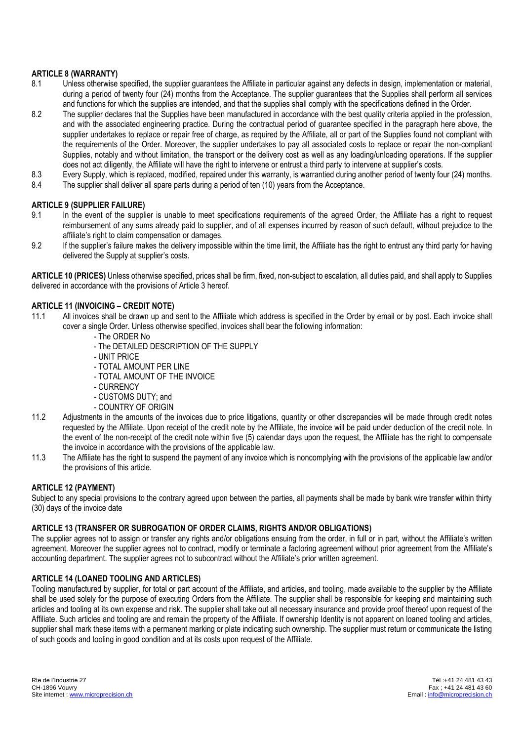**ARTICLE 8 (WARRANTY)**

8.1 Unless otherwise specified, the supplier guarantees the Affiliate in particular against any defects in design, implementation or material, during a period of twenty four (24) months from the Acceptance. The supplier guarantees that the Supplies shall perform all services and functions for which the supplies are intended, and that the supplies shall comply with the specifications defined in the Order.

8.2 The supplier declares that the Supplies have been manufactured in accordance with the best quality criteria applied in the profession, and with the associated engineering practice. During the contractual period of guarantee specified in the paragraph here above, the supplier undertakes to replace or repair free of charge, as required by the Affiliate, all or part of the Supplies found not compliant with the requirements of the Order. Moreover, the supplier undertakes to pay all associated costs to replace or repair the non-compliant Supplies, notably and without limitation, the transport or the delivery cost as well as any loading/unloading operations. If the supplier does not act diligently, the Affiliate will have the right to intervene or entrust a third party to intervene at supplier's costs.

8.3 Every Supply, which is replaced, modified, repaired under this warranty, is warrantied during another period of twenty four (24) months.

8.4 The supplier shall deliver all spare parts during a period of ten (10) years from the Acceptance.

**ARTICLE 9 (SUPPLIER FAILURE)**

9.1 In the event of the supplier is unable to meet specifications requirements of the agreed Order, the Affiliate has a right to request reimbursement of any sums already paid to supplier, and of all expenses incurred by reason of such default, without prejudice to the affiliate's right to claim compensation or damages.

9.2 If the supplier's failure makes the delivery impossible within the time limit, the Affiliate has the right to entrust any third party for having delivered the Supply at supplier's costs.

**ARTICLE 10 (PRICES)** Unless otherwise specified, prices shall be firm, fixed, non-subject to escalation, all duties paid, and shall apply to Supplies delivered in accordance with the provisions of Article 3 hereof.

**ARTICLE 11 (INVOICING – CREDIT NOTE)**

11.1 All invoices shall be drawn up and sent to the Affiliate which address is specified in the Order by email or by post. Each invoice shall cover a single Order. Unless otherwise specified, invoices shall bear the following information:

- The ORDER No
- The DETAILED DESCRIPTION OF THE SUPPLY
- UNIT PRICE
- TOTAL AMOUNT PER LINE
- TOTAL AMOUNT OF THE INVOICE
- CURRENCY
- CUSTOMS DUTY; and
- COUNTRY OF ORIGIN

11.2 Adjustments in the amounts of the invoices due to price litigations, quantity or other discrepancies will be made through credit notes requested by the Affiliate. Upon receipt of the credit note by the Affiliate, the invoice will be paid under deduction of the credit note. In the event of the non-receipt of the credit note within five (5) calendar days upon the request, the Affiliate has the right to compensate the invoice in accordance with the provisions of the applicable law.

11.3 The Affiliate has the right to suspend the payment of any invoice which is noncomplying with the provisions of the applicable law and/or the provisions of this article.

**ARTICLE 12 (PAYMENT)**

Subject to any special provisions to the contrary agreed upon between the parties, all payments shall be made by bank wire transfer within thirty (30) days of the invoice date

**ARTICLE 13 (TRANSFER OR SUBROGATION OF ORDER CLAIMS, RIGHTS AND/OR OBLIGATIONS)**

The supplier agrees not to assign or transfer any rights and/or obligations ensuing from the order, in full or in part, without the Affiliate's written agreement. Moreover the supplier agrees not to contract, modify or terminate a factoring agreement without prior agreement from the Affiliate's accounting department. The supplier agrees not to subcontract without the Affiliate's prior written agreement.

**ARTICLE 14 (LOANED TOOLING AND ARTICLES)**

Tooling manufactured by supplier, for total or part account of the Affiliate, and articles, and tooling, made available to the supplier by the Affiliate shall be used solely for the purpose of executing Orders from the Affiliate. The supplier shall be responsible for keeping and maintaining such articles and tooling at its own expense and risk. The supplier shall take out all necessary insurance and provide proof thereof upon request of the Affiliate. Such articles and tooling are and remain the property of the Affiliate. If ownership Identity is not apparent on loaned tooling and articles, supplier shall mark these items with a permanent marking or plate indicating such ownership. The supplier must return or communicate the listing of such goods and tooling in good condition and at its costs upon request of the Affiliate.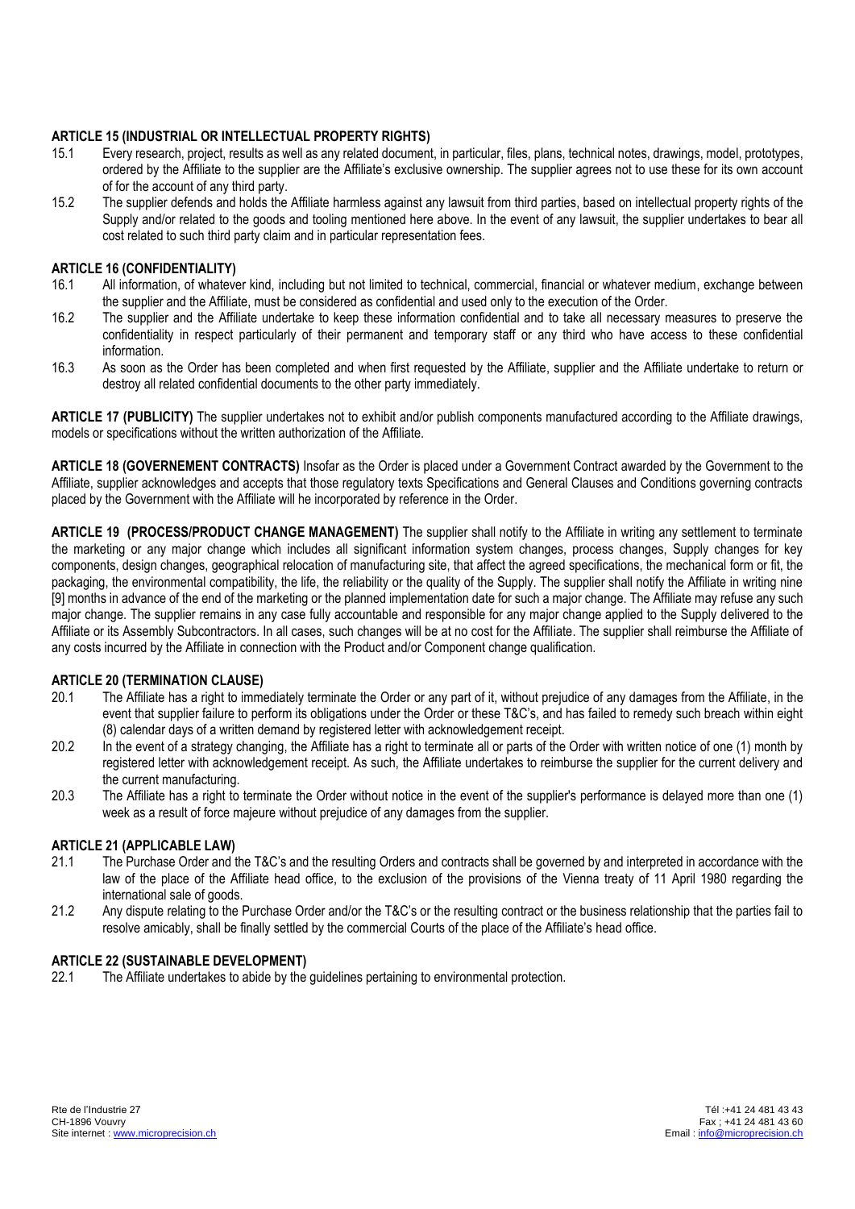**ARTICLE 15 (INDUSTRIAL OR INTELLECTUAL PROPERTY RIGHTS)**

15.1 Every research, project, results as well as any related document, in particular, files, plans, technical notes, drawings, model, prototypes, ordered by the Affiliate to the supplier are the Affiliate's exclusive ownership. The supplier agrees not to use these for its own account of for the account of any third party.

15.2 The supplier defends and holds the Affiliate harmless against any lawsuit from third parties, based on intellectual property rights of the Supply and/or related to the goods and tooling mentioned here above. In the event of any lawsuit, the supplier undertakes to bear all cost related to such third party claim and in particular representation fees.

**ARTICLE 16 (CONFIDENTIALITY)**

16.1 All information, of whatever kind, including but not limited to technical, commercial, financial or whatever medium, exchange between the supplier and the Affiliate, must be considered as confidential and used only to the execution of the Order.

16.2 The supplier and the Affiliate undertake to keep these information confidential and to take all necessary measures to preserve the confidentiality in respect particularly of their permanent and temporary staff or any third who have access to these confidential information.

16.3 As soon as the Order has been completed and when first requested by the Affiliate, supplier and the Affiliate undertake to return or destroy all related confidential documents to the other party immediately.

**ARTICLE 17 (PUBLICITY)** The supplier undertakes not to exhibit and/or publish components manufactured according to the Affiliate drawings, models or specifications without the written authorization of the Affiliate.

**ARTICLE 18 (GOVERNEMENT CONTRACTS)** Insofar as the Order is placed under a Government Contract awarded by the Government to the Affiliate, supplier acknowledges and accepts that those regulatory texts Specifications and General Clauses and Conditions governing contracts placed by the Government with the Affiliate will he incorporated by reference in the Order.

**ARTICLE 19 (PROCESS/PRODUCT CHANGE MANAGEMENT)** The supplier shall notify to the Affiliate in writing any settlement to terminate the marketing or any major change which includes all significant information system changes, process changes, Supply changes for key components, design changes, geographical relocation of manufacturing site, that affect the agreed specifications, the mechanical form or fit, the packaging, the environmental compatibility, the life, the reliability or the quality of the Supply. The supplier shall notify the Affiliate in writing nine [9] months in advance of the end of the marketing or the planned implementation date for such a major change. The Affiliate may refuse any such major change. The supplier remains in any case fully accountable and responsible for any major change applied to the Supply delivered to the Affiliate or its Assembly Subcontractors. In all cases, such changes will be at no cost for the Affiliate. The supplier shall reimburse the Affiliate of any costs incurred by the Affiliate in connection with the Product and/or Component change qualification.

**ARTICLE 20 (TERMINATION CLAUSE)**

20.1 The Affiliate has a right to immediately terminate the Order or any part of it, without prejudice of any damages from the Affiliate, in the event that supplier failure to perform its obligations under the Order or these T&C's, and has failed to remedy such breach within eight (8) calendar days of a written demand by registered letter with acknowledgement receipt.

20.2 In the event of a strategy changing, the Affiliate has a right to terminate all or parts of the Order with written notice of one (1) month by registered letter with acknowledgement receipt. As such, the Affiliate undertakes to reimburse the supplier for the current delivery and the current manufacturing.

20.3 The Affiliate has a right to terminate the Order without notice in the event of the supplier's performance is delayed more than one (1) week as a result of force majeure without prejudice of any damages from the supplier.

**ARTICLE 21 (APPLICABLE LAW)**

21.1 The Purchase Order and the T&C's and the resulting Orders and contracts shall be governed by and interpreted in accordance with the law of the place of the Affiliate head office, to the exclusion of the provisions of the Vienna treaty of 11 April 1980 regarding the international sale of goods.

21.2 Any dispute relating to the Purchase Order and/or the T&C's or the resulting contract or the business relationship that the parties fail to resolve amicably, shall be finally settled by the commercial Courts of the place of the Affiliate's head office.

**ARTICLE 22 (SUSTAINABLE DEVELOPMENT)**

22.1 The Affiliate undertakes to abide by the guidelines pertaining to environmental protection.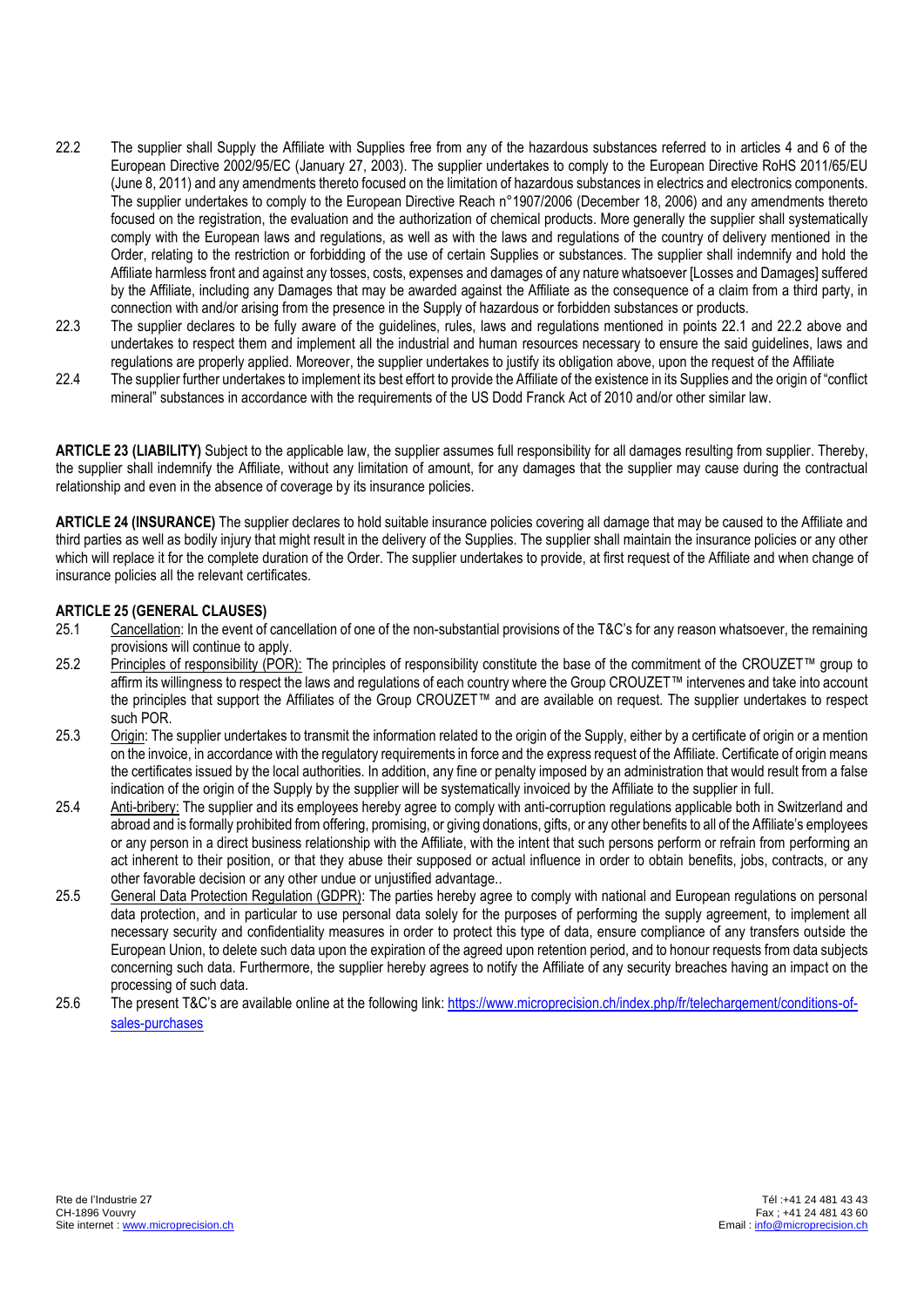22.2 The supplier shall Supply the Affiliate with Supplies free from any of the hazardous substances referred to in articles 4 and 6 of the European Directive 2002/95/EC (January 27, 2003). The supplier undertakes to comply to the European Directive RoHS 2011/65/EU (June 8, 2011) and any amendments thereto focused on the limitation of hazardous substances in electrics and electronics components. The supplier undertakes to comply to the European Directive Reach n°1907/2006 (December 18, 2006) and any amendments thereto focused on the registration, the evaluation and the authorization of chemical products. More generally the supplier shall systematically comply with the European laws and regulations, as well as with the laws and regulations of the country of delivery mentioned in the Order, relating to the restriction or forbidding of the use of certain Supplies or substances. The supplier shall indemnify and hold the Affiliate harmless front and against any tosses, costs, expenses and damages of any nature whatsoever [Losses and Damages] suffered by the Affiliate, including any Damages that may be awarded against the Affiliate as the consequence of a claim from a third party, in connection with and/or arising from the presence in the Supply of hazardous or forbidden substances or products.

22.3 The supplier declares to be fully aware of the guidelines, rules, laws and regulations mentioned in points 22.1 and 22.2 above and undertakes to respect them and implement all the industrial and human resources necessary to ensure the said guidelines, laws and regulations are properly applied. Moreover, the supplier undertakes to justify its obligation above, upon the request of the Affiliate

22.4 The supplier further undertakes to implement its best effort to provide the Affiliate of the existence in its Supplies and the origin of "conflict mineral" substances in accordance with the requirements of the US Dodd Franck Act of 2010 and/or other similar law.

**ARTICLE 23 (LIABILITY)** Subject to the applicable law, the supplier assumes full responsibility for all damages resulting from supplier. Thereby, the supplier shall indemnify the Affiliate, without any limitation of amount, for any damages that the supplier may cause during the contractual relationship and even in the absence of coverage by its insurance policies.

**ARTICLE 24 (INSURANCE)** The supplier declares to hold suitable insurance policies covering all damage that may be caused to the Affiliate and third parties as well as bodily injury that might result in the delivery of the Supplies. The supplier shall maintain the insurance policies or any other which will replace it for the complete duration of the Order. The supplier undertakes to provide, at first request of the Affiliate and when change of insurance policies all the relevant certificates.

**ARTICLE 25 (GENERAL CLAUSES)**

25.1 Cancellation: In the event of cancellation of one of the non-substantial provisions of the T&C's for any reason whatsoever, the remaining provisions will continue to apply.

25.2 Principles of responsibility (POR): The principles of responsibility constitute the base of the commitment of the CROUZET™ group to affirm its willingness to respect the laws and regulations of each country where the Group CROUZET™ intervenes and take into account the principles that support the Affiliates of the Group CROUZET™ and are available on request. The supplier undertakes to respect such POR.

25.3 Origin: The supplier undertakes to transmit the information related to the origin of the Supply, either by a certificate of origin or a mention on the invoice, in accordance with the regulatory requirements in force and the express request of the Affiliate. Certificate of origin means the certificates issued by the local authorities. In addition, any fine or penalty imposed by an administration that would result from a false indication of the origin of the Supply by the supplier will be systematically invoiced by the Affiliate to the supplier in full.

25.4 Anti-bribery: The supplier and its employees hereby agree to comply with anti-corruption regulations applicable both in Switzerland and abroad and is formally prohibited from offering, promising, or giving donations, gifts, or any other benefits to all of the Affiliate's employees or any person in a direct business relationship with the Affiliate, with the intent that such persons perform or refrain from performing an act inherent to their position, or that they abuse their supposed or actual influence in order to obtain benefits, jobs, contracts, or any other favorable decision or any other undue or unjustified advantage..

25.5 General Data Protection Regulation (GDPR): The parties hereby agree to comply with national and European regulations on personal data protection, and in particular to use personal data solely for the purposes of performing the supply agreement, to implement all necessary security and confidentiality measures in order to protect this type of data, ensure compliance of any transfers outside the European Union, to delete such data upon the expiration of the agreed upon retention period, and to honour requests from data subjects concerning such data. Furthermore, the supplier hereby agrees to notify the Affiliate of any security breaches having an impact on the processing of such data.

25.6 The present T&C's are available online at the following link: https://www.microprecision.ch/index.php/fr/telechargement/conditions-of-sales-purchases